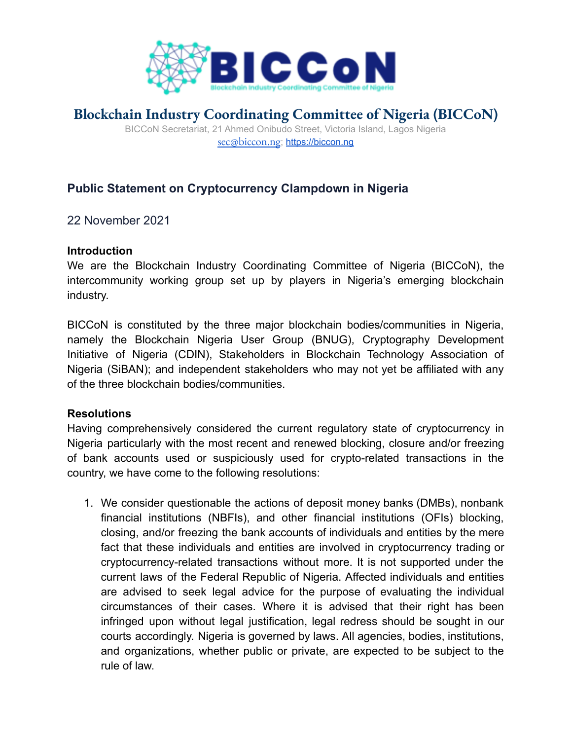# Blockchain Industry Coordinating Committee of Nigeria (BICCoN)

BICCoN Secretariat, 21 Ahmed Onibudo Street, Victoria Island, Lagos Nigeria
sec@biccon.ng; https://biccon.ng

## Public Statement on Cryptocurrency Clampdown in Nigeria

22 November 2021

### Introduction

We are the Blockchain Industry Coordinating Committee of Nigeria (BICCoN), the intercommunity working group set up by players in Nigeria's emerging blockchain industry.

BICCoN is constituted by the three major blockchain bodies/communities in Nigeria, namely the Blockchain Nigeria User Group (BNUG), Cryptography Development Initiative of Nigeria (CDIN), Stakeholders in Blockchain Technology Association of Nigeria (SiBAN); and independent stakeholders who may not yet be affiliated with any of the three blockchain bodies/communities.

### Resolutions

Having comprehensively considered the current regulatory state of cryptocurrency in Nigeria particularly with the most recent and renewed blocking, closure and/or freezing of bank accounts used or suspiciously used for crypto-related transactions in the country, we have come to the following resolutions:

1. We consider questionable the actions of deposit money banks (DMBs), nonbank financial institutions (NBFIs), and other financial institutions (OFIs) blocking, closing, and/or freezing the bank accounts of individuals and entities by the mere fact that these individuals and entities are involved in cryptocurrency trading or cryptocurrency-related transactions without more. It is not supported under the current laws of the Federal Republic of Nigeria. Affected individuals and entities are advised to seek legal advice for the purpose of evaluating the individual circumstances of their cases. Where it is advised that their right has been infringed upon without legal justification, legal redress should be sought in our courts accordingly. Nigeria is governed by laws. All agencies, bodies, institutions, and organizations, whether public or private, are expected to be subject to the rule of law.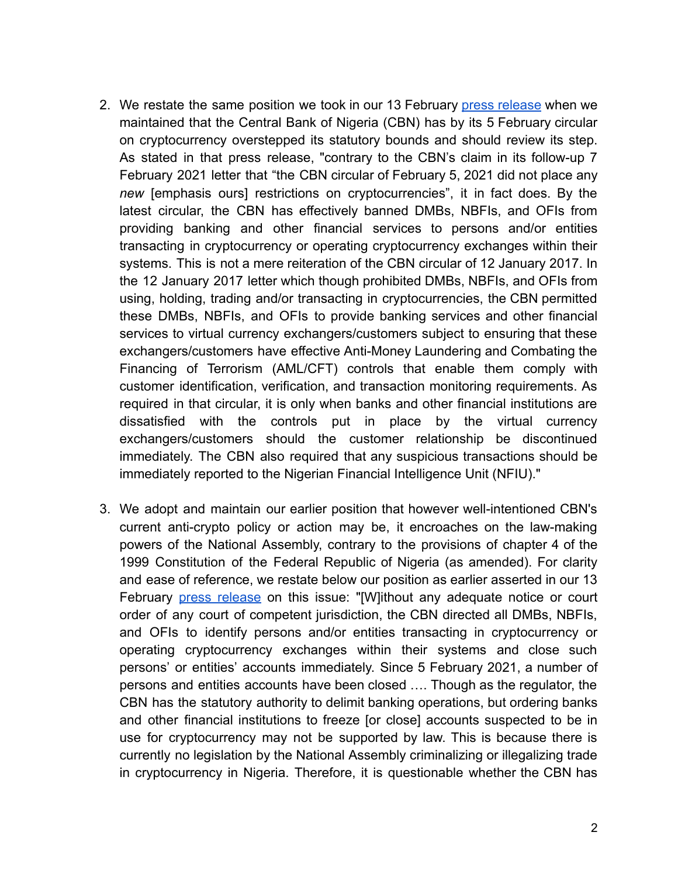2. We restate the same position we took in our 13 February [press release](#) when we maintained that the Central Bank of Nigeria (CBN) has by its 5 February circular on cryptocurrency overstepped its statutory bounds and should review its step. As stated in that press release, "contrary to the CBN's claim in its follow-up 7 February 2021 letter that "the CBN circular of February 5, 2021 did not place any *new* [emphasis ours] restrictions on cryptocurrencies", it in fact does. By the latest circular, the CBN has effectively banned DMBs, NBFIs, and OFIs from providing banking and other financial services to persons and/or entities transacting in cryptocurrency or operating cryptocurrency exchanges within their systems. This is not a mere reiteration of the CBN circular of 12 January 2017. In the 12 January 2017 letter which though prohibited DMBs, NBFIs, and OFIs from using, holding, trading and/or transacting in cryptocurrencies, the CBN permitted these DMBs, NBFIs, and OFIs to provide banking services and other financial services to virtual currency exchangers/customers subject to ensuring that these exchangers/customers have effective Anti-Money Laundering and Combating the Financing of Terrorism (AML/CFT) controls that enable them comply with customer identification, verification, and transaction monitoring requirements. As required in that circular, it is only when banks and other financial institutions are dissatisfied with the controls put in place by the virtual currency exchangers/customers should the customer relationship be discontinued immediately. The CBN also required that any suspicious transactions should be immediately reported to the Nigerian Financial Intelligence Unit (NFIU)."

3. We adopt and maintain our earlier position that however well-intentioned CBN's current anti-crypto policy or action may be, it encroaches on the law-making powers of the National Assembly, contrary to the provisions of chapter 4 of the 1999 Constitution of the Federal Republic of Nigeria (as amended). For clarity and ease of reference, we restate below our position as earlier asserted in our 13 February [press release](#) on this issue: "[W]ithout any adequate notice or court order of any court of competent jurisdiction, the CBN directed all DMBs, NBFIs, and OFIs to identify persons and/or entities transacting in cryptocurrency or operating cryptocurrency exchanges within their systems and close such persons' or entities' accounts immediately. Since 5 February 2021, a number of persons and entities accounts have been closed …. Though as the regulator, the CBN has the statutory authority to delimit banking operations, but ordering banks and other financial institutions to freeze [or close] accounts suspected to be in use for cryptocurrency may not be supported by law. This is because there is currently no legislation by the National Assembly criminalizing or illegalizing trade in cryptocurrency in Nigeria. Therefore, it is questionable whether the CBN has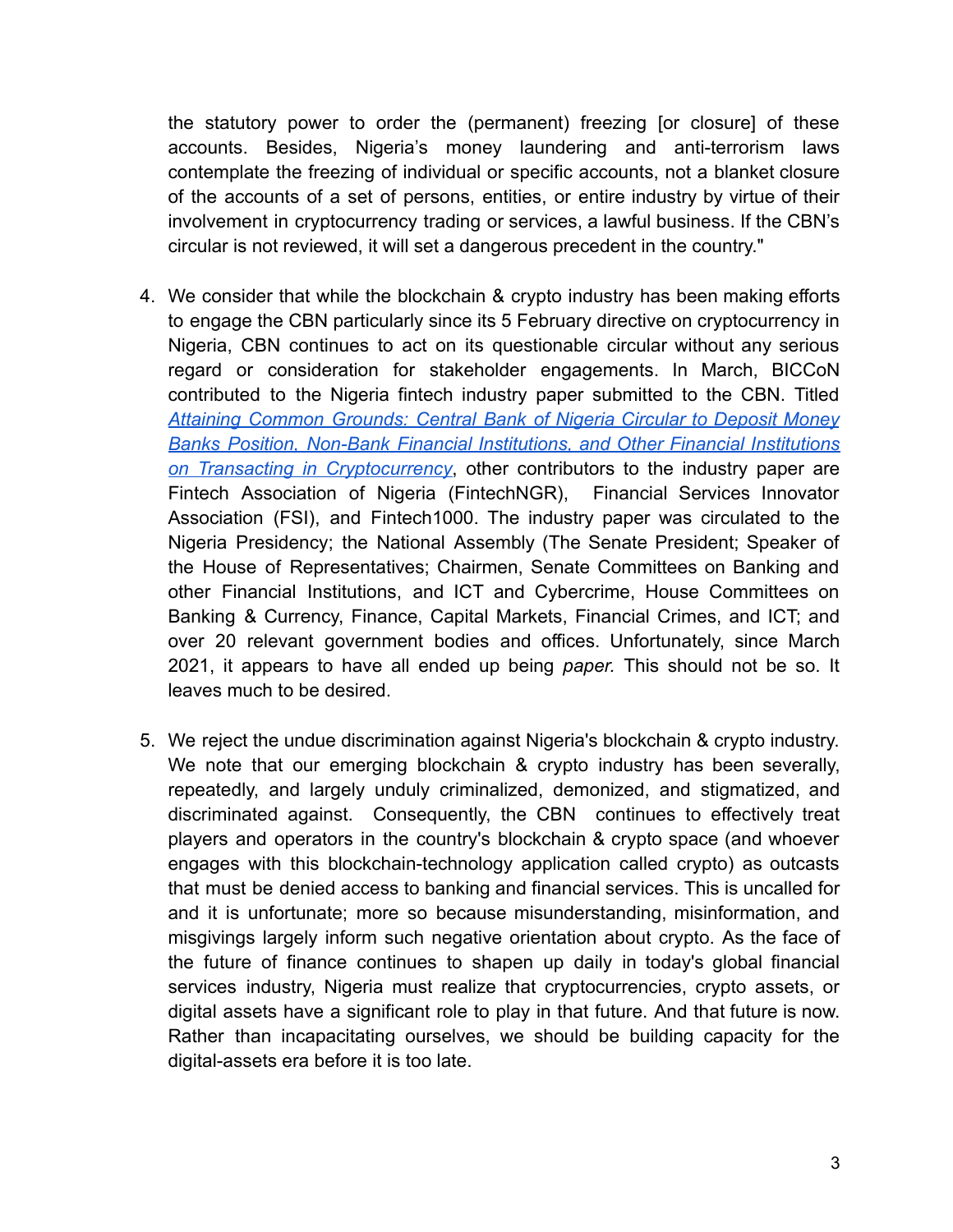the statutory power to order the (permanent) freezing [or closure] of these accounts. Besides, Nigeria's money laundering and anti-terrorism laws contemplate the freezing of individual or specific accounts, not a blanket closure of the accounts of a set of persons, entities, or entire industry by virtue of their involvement in cryptocurrency trading or services, a lawful business. If the CBN's circular is not reviewed, it will set a dangerous precedent in the country."

4. We consider that while the blockchain & crypto industry has been making efforts to engage the CBN particularly since its 5 February directive on cryptocurrency in Nigeria, CBN continues to act on its questionable circular without any serious regard or consideration for stakeholder engagements. In March, BICCoN contributed to the Nigeria fintech industry paper submitted to the CBN. Titled *Attaining Common Grounds: Central Bank of Nigeria Circular to Deposit Money Banks Position, Non-Bank Financial Institutions, and Other Financial Institutions on Transacting in Cryptocurrency*, other contributors to the industry paper are Fintech Association of Nigeria (FintechNGR), Financial Services Innovator Association (FSI), and Fintech1000. The industry paper was circulated to the Nigeria Presidency; the National Assembly (The Senate President; Speaker of the House of Representatives; Chairmen, Senate Committees on Banking and other Financial Institutions, and ICT and Cybercrime, House Committees on Banking & Currency, Finance, Capital Markets, Financial Crimes, and ICT; and over 20 relevant government bodies and offices. Unfortunately, since March 2021, it appears to have all ended up being *paper.* This should not be so. It leaves much to be desired.

5. We reject the undue discrimination against Nigeria's blockchain & crypto industry. We note that our emerging blockchain & crypto industry has been severally, repeatedly, and largely unduly criminalized, demonized, and stigmatized, and discriminated against. Consequently, the CBN continues to effectively treat players and operators in the country's blockchain & crypto space (and whoever engages with this blockchain-technology application called crypto) as outcasts that must be denied access to banking and financial services. This is uncalled for and it is unfortunate; more so because misunderstanding, misinformation, and misgivings largely inform such negative orientation about crypto. As the face of the future of finance continues to shapen up daily in today's global financial services industry, Nigeria must realize that cryptocurrencies, crypto assets, or digital assets have a significant role to play in that future. And that future is now. Rather than incapacitating ourselves, we should be building capacity for the digital-assets era before it is too late.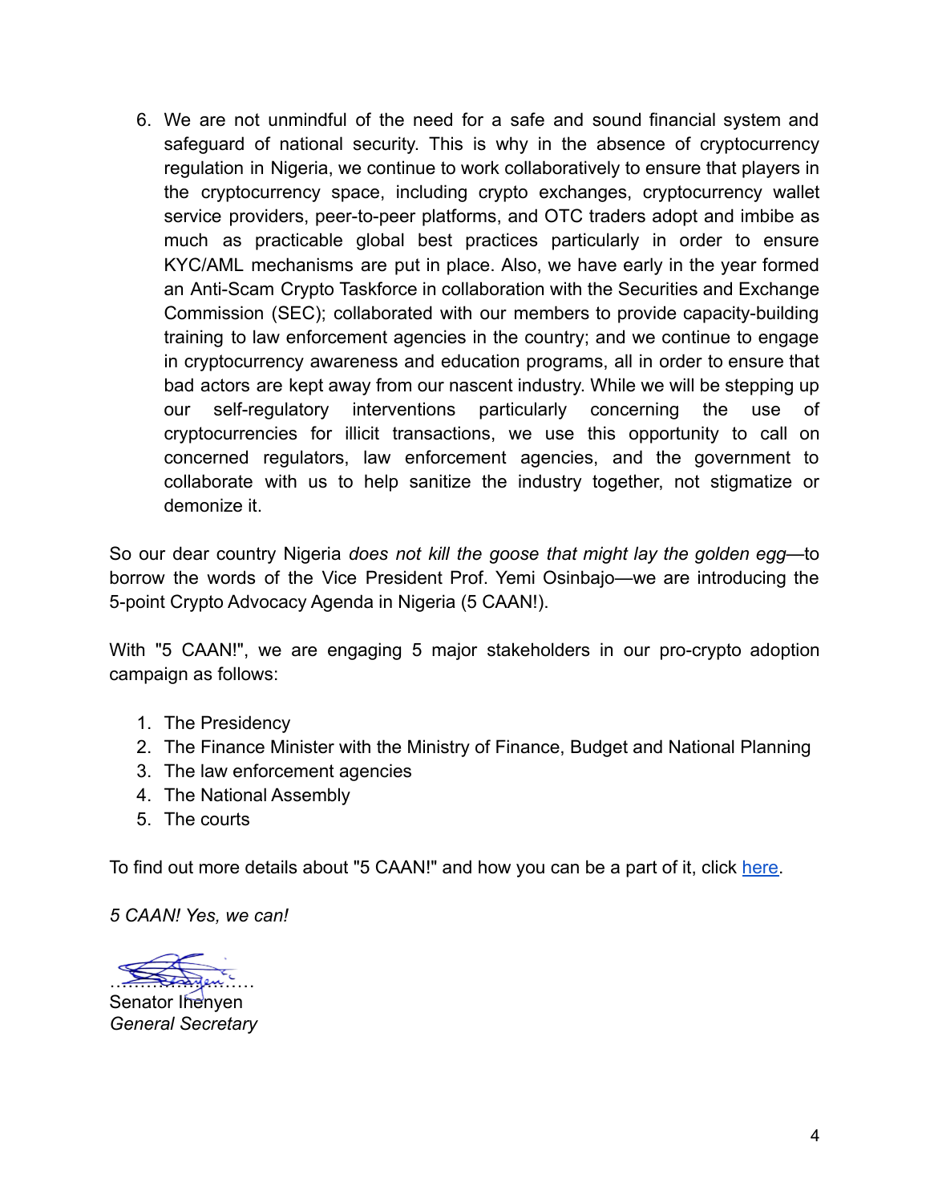6. We are not unmindful of the need for a safe and sound financial system and safeguard of national security. This is why in the absence of cryptocurrency regulation in Nigeria, we continue to work collaboratively to ensure that players in the cryptocurrency space, including crypto exchanges, cryptocurrency wallet service providers, peer-to-peer platforms, and OTC traders adopt and imbibe as much as practicable global best practices particularly in order to ensure KYC/AML mechanisms are put in place. Also, we have early in the year formed an Anti-Scam Crypto Taskforce in collaboration with the Securities and Exchange Commission (SEC); collaborated with our members to provide capacity-building training to law enforcement agencies in the country; and we continue to engage in cryptocurrency awareness and education programs, all in order to ensure that bad actors are kept away from our nascent industry. While we will be stepping up our self-regulatory interventions particularly concerning the use of cryptocurrencies for illicit transactions, we use this opportunity to call on concerned regulators, law enforcement agencies, and the government to collaborate with us to help sanitize the industry together, not stigmatize or demonize it.

So our dear country Nigeria *does not kill the goose that might lay the golden egg*—to borrow the words of the Vice President Prof. Yemi Osinbajo—we are introducing the 5-point Crypto Advocacy Agenda in Nigeria (5 CAAN!).

With "5 CAAN!", we are engaging 5 major stakeholders in our pro-crypto adoption campaign as follows:

1. The Presidency
2. The Finance Minister with the Ministry of Finance, Budget and National Planning
3. The law enforcement agencies
4. The National Assembly
5. The courts

To find out more details about "5 CAAN!" and how you can be a part of it, click [here](#).

*5 CAAN! Yes, we can!*

……………………
Senator Ihenyen
*General Secretary*